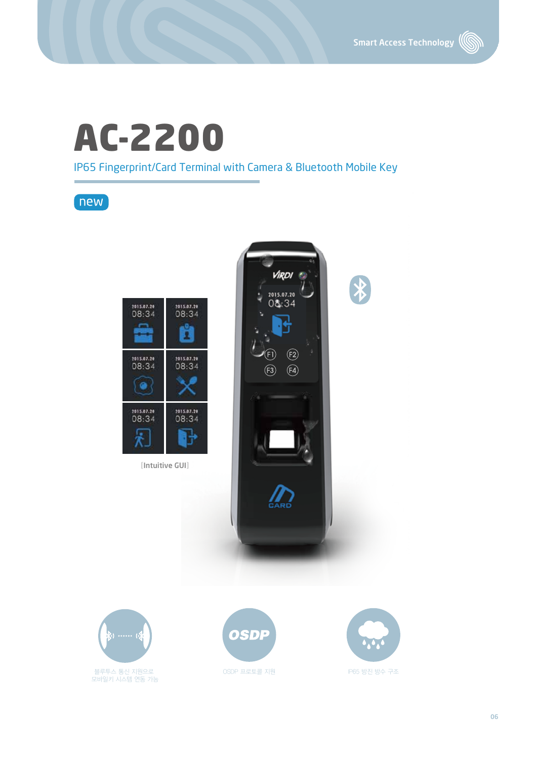# AC-2200

IP65 Fingerprint/Card Terminal with Camera & Bluetooth Mobile Key

new

[Intuitive GUI]

블루투스 통신 지원으로
모바일키 시스템 연동 가능

OSDP 프로토콜 지원

IP65 방진 방수 구조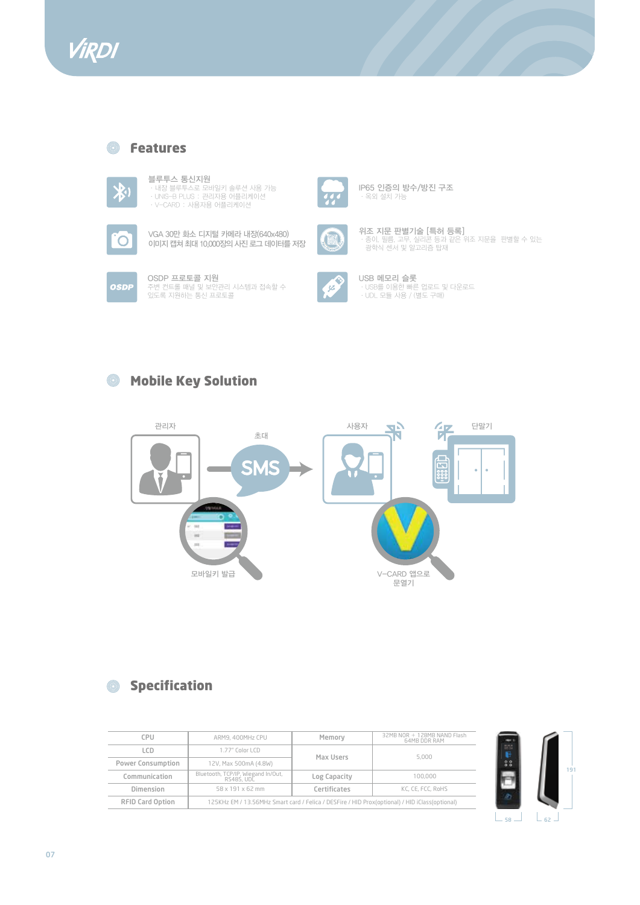## Features

블루투스 통신지원
· 내장 블루투스로 모바일키 솔루션 사용 가능
· UNIS-B PLUS : 관리자용 어플리케이션
· V-CARD : 사용자용 어플리케이션

IP65 인증의 방수/방진 구조
· 옥외 설치 가능

VGA 30만 화소 디지털 카메라 내장(640x480)
이미지 캡쳐 최대 10,000장의 사진 로그 데이터를 저장

위조 지문 판별기술 [특허 등록]
· 종이, 필름, 고무, 실리콘 등과 같은 위조 지문을 판별할 수 있는 광학식 센서 및 알고리즘 탑재

OSDP 프로토콜 지원
주변 컨트롤 패널 및 보안관리 시스템과 접속할 수 있도록 지원하는 통신 프로토콜

USB 메모리 슬롯
· USB를 이용한 빠른 업로드 및 다운로드
· UDL 모듈 사용 / (별도 구매)

## Mobile Key Solution

관리자

초대

SMS

사용자

단말기

모바일키 발급

V-CARD 앱으로 문열기

## Specification

| | | | |
|---|---|---|---|
| CPU | ARM9, 400MHz CPU | Memory | 32MB NOR + 128MB NAND Flash 64MB DDR RAM |
| LCD | 1.77" Color LCD | Max Users | 5,000 |
| Power Consumption | 12V, Max 500mA (4.8W) | | |
| Communication | Bluetooth, TCP/IP, Wiegand In/Out, RS485, UDL | Log Capacity | 100,000 |
| Dimension | 58 x 191 x 62 mm | Certificates | KC, CE, FCC, RoHS |
| RFID Card Option | 125KHz EM / 13.56MHz Smart card / Felica / DESFire / HID Prox(optional) / HID iClass(optional) | | |

191

58

62